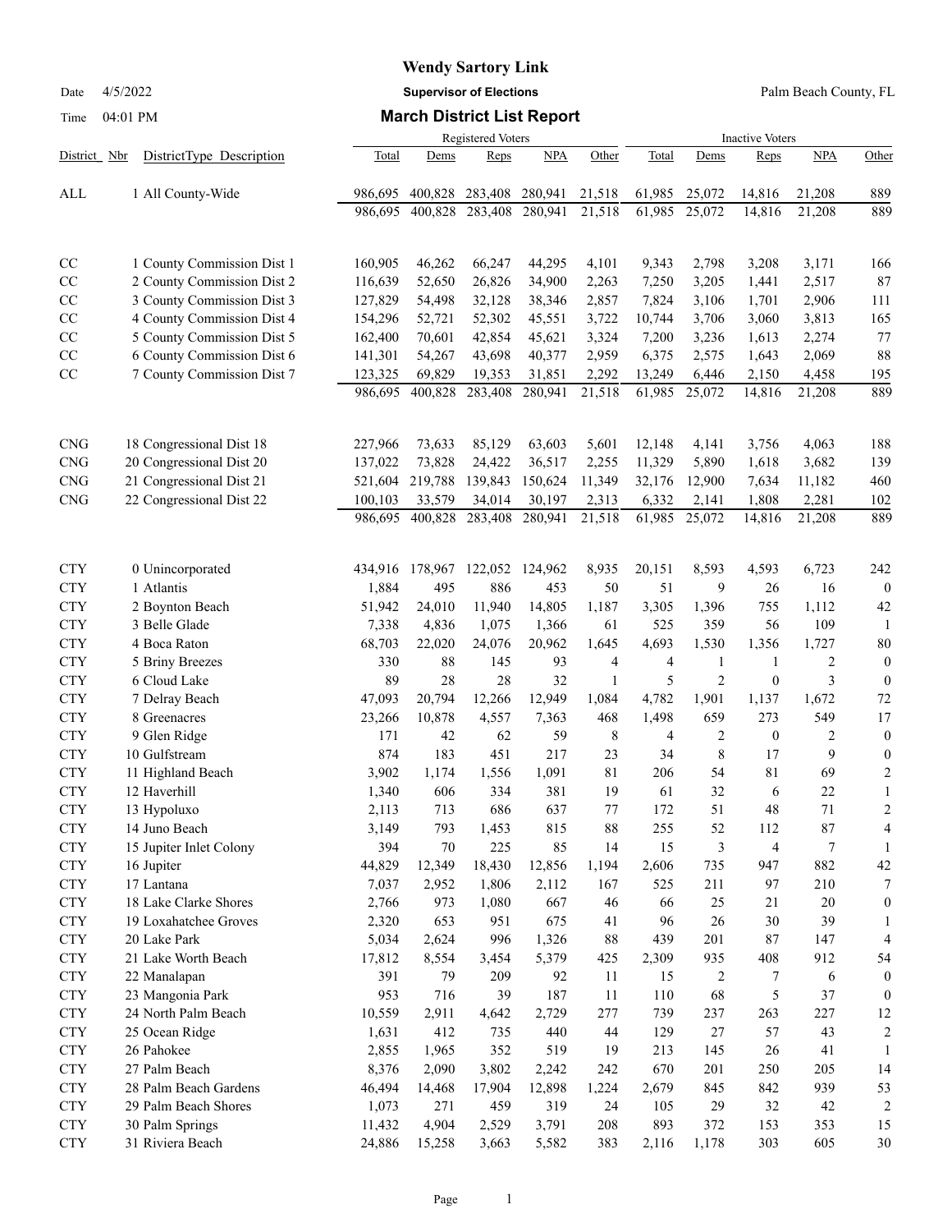# Wendy Sartory Link

Date 4/5/2022 **Supervisor of Elections** Palm Beach County, FL

Time 04:01 PM **March District List Report**

| District | Nbr DistrictType Description | Registered Voters Total | Dems | Reps | NPA | Other | Inactive Voters Total | Dems | Reps | NPA | Other |
|---|---|---|---|---|---|---|---|---|---|---|---|
| ALL | 1 All County-Wide | 986,695 | 400,828 | 283,408 | 280,941 | 21,518 | 61,985 | 25,072 | 14,816 | 21,208 | 889 |
| | | 986,695 | 400,828 | 283,408 | 280,941 | 21,518 | 61,985 | 25,072 | 14,816 | 21,208 | 889 |
| CC | 1 County Commission Dist 1 | 160,905 | 46,262 | 66,247 | 44,295 | 4,101 | 9,343 | 2,798 | 3,208 | 3,171 | 166 |
| CC | 2 County Commission Dist 2 | 116,639 | 52,650 | 26,826 | 34,900 | 2,263 | 7,250 | 3,205 | 1,441 | 2,517 | 87 |
| CC | 3 County Commission Dist 3 | 127,829 | 54,498 | 32,128 | 38,346 | 2,857 | 7,824 | 3,106 | 1,701 | 2,906 | 111 |
| CC | 4 County Commission Dist 4 | 154,296 | 52,721 | 52,302 | 45,551 | 3,722 | 10,744 | 3,706 | 3,060 | 3,813 | 165 |
| CC | 5 County Commission Dist 5 | 162,400 | 70,601 | 42,854 | 45,621 | 3,324 | 7,200 | 3,236 | 1,613 | 2,274 | 77 |
| CC | 6 County Commission Dist 6 | 141,301 | 54,267 | 43,698 | 40,377 | 2,959 | 6,375 | 2,575 | 1,643 | 2,069 | 88 |
| CC | 7 County Commission Dist 7 | 123,325 | 69,829 | 19,353 | 31,851 | 2,292 | 13,249 | 6,446 | 2,150 | 4,458 | 195 |
| | | 986,695 | 400,828 | 283,408 | 280,941 | 21,518 | 61,985 | 25,072 | 14,816 | 21,208 | 889 |
| CNG | 18 Congressional Dist 18 | 227,966 | 73,633 | 85,129 | 63,603 | 5,601 | 12,148 | 4,141 | 3,756 | 4,063 | 188 |
| CNG | 20 Congressional Dist 20 | 137,022 | 73,828 | 24,422 | 36,517 | 2,255 | 11,329 | 5,890 | 1,618 | 3,682 | 139 |
| CNG | 21 Congressional Dist 21 | 521,604 | 219,788 | 139,843 | 150,624 | 11,349 | 32,176 | 12,900 | 7,634 | 11,182 | 460 |
| CNG | 22 Congressional Dist 22 | 100,103 | 33,579 | 34,014 | 30,197 | 2,313 | 6,332 | 2,141 | 1,808 | 2,281 | 102 |
| | | 986,695 | 400,828 | 283,408 | 280,941 | 21,518 | 61,985 | 25,072 | 14,816 | 21,208 | 889 |
| CTY | 0 Unincorporated | 434,916 | 178,967 | 122,052 | 124,962 | 8,935 | 20,151 | 8,593 | 4,593 | 6,723 | 242 |
| CTY | 1 Atlantis | 1,884 | 495 | 886 | 453 | 50 | 51 | 9 | 26 | 16 | 0 |
| CTY | 2 Boynton Beach | 51,942 | 24,010 | 11,940 | 14,805 | 1,187 | 3,305 | 1,396 | 755 | 1,112 | 42 |
| CTY | 3 Belle Glade | 7,338 | 4,836 | 1,075 | 1,366 | 61 | 525 | 359 | 56 | 109 | 1 |
| CTY | 4 Boca Raton | 68,703 | 22,020 | 24,076 | 20,962 | 1,645 | 4,693 | 1,530 | 1,356 | 1,727 | 80 |
| CTY | 5 Briny Breezes | 330 | 88 | 145 | 93 | 4 | 4 | 1 | 1 | 2 | 0 |
| CTY | 6 Cloud Lake | 89 | 28 | 28 | 32 | 1 | 5 | 2 | 0 | 3 | 0 |
| CTY | 7 Delray Beach | 47,093 | 20,794 | 12,266 | 12,949 | 1,084 | 4,782 | 1,901 | 1,137 | 1,672 | 72 |
| CTY | 8 Greenacres | 23,266 | 10,878 | 4,557 | 7,363 | 468 | 1,498 | 659 | 273 | 549 | 17 |
| CTY | 9 Glen Ridge | 171 | 42 | 62 | 59 | 8 | 4 | 2 | 0 | 2 | 0 |
| CTY | 10 Gulfstream | 874 | 183 | 451 | 217 | 23 | 34 | 8 | 17 | 9 | 0 |
| CTY | 11 Highland Beach | 3,902 | 1,174 | 1,556 | 1,091 | 81 | 206 | 54 | 81 | 69 | 2 |
| CTY | 12 Haverhill | 1,340 | 606 | 334 | 381 | 19 | 61 | 32 | 6 | 22 | 1 |
| CTY | 13 Hypoluxo | 2,113 | 713 | 686 | 637 | 77 | 172 | 51 | 48 | 71 | 2 |
| CTY | 14 Juno Beach | 3,149 | 793 | 1,453 | 815 | 88 | 255 | 52 | 112 | 87 | 4 |
| CTY | 15 Jupiter Inlet Colony | 394 | 70 | 225 | 85 | 14 | 15 | 3 | 4 | 7 | 1 |
| CTY | 16 Jupiter | 44,829 | 12,349 | 18,430 | 12,856 | 1,194 | 2,606 | 735 | 947 | 882 | 42 |
| CTY | 17 Lantana | 7,037 | 2,952 | 1,806 | 2,112 | 167 | 525 | 211 | 97 | 210 | 7 |
| CTY | 18 Lake Clarke Shores | 2,766 | 973 | 1,080 | 667 | 46 | 66 | 25 | 21 | 20 | 0 |
| CTY | 19 Loxahatchee Groves | 2,320 | 653 | 951 | 675 | 41 | 96 | 26 | 30 | 39 | 1 |
| CTY | 20 Lake Park | 5,034 | 2,624 | 996 | 1,326 | 88 | 439 | 201 | 87 | 147 | 4 |
| CTY | 21 Lake Worth Beach | 17,812 | 8,554 | 3,454 | 5,379 | 425 | 2,309 | 935 | 408 | 912 | 54 |
| CTY | 22 Manalapan | 391 | 79 | 209 | 92 | 11 | 15 | 2 | 7 | 6 | 0 |
| CTY | 23 Mangonia Park | 953 | 716 | 39 | 187 | 11 | 110 | 68 | 5 | 37 | 0 |
| CTY | 24 North Palm Beach | 10,559 | 2,911 | 4,642 | 2,729 | 277 | 739 | 237 | 263 | 227 | 12 |
| CTY | 25 Ocean Ridge | 1,631 | 412 | 735 | 440 | 44 | 129 | 27 | 57 | 43 | 2 |
| CTY | 26 Pahokee | 2,855 | 1,965 | 352 | 519 | 19 | 213 | 145 | 26 | 41 | 1 |
| CTY | 27 Palm Beach | 8,376 | 2,090 | 3,802 | 2,242 | 242 | 670 | 201 | 250 | 205 | 14 |
| CTY | 28 Palm Beach Gardens | 46,494 | 14,468 | 17,904 | 12,898 | 1,224 | 2,679 | 845 | 842 | 939 | 53 |
| CTY | 29 Palm Beach Shores | 1,073 | 271 | 459 | 319 | 24 | 105 | 29 | 32 | 42 | 2 |
| CTY | 30 Palm Springs | 11,432 | 4,904 | 2,529 | 3,791 | 208 | 893 | 372 | 153 | 353 | 15 |
| CTY | 31 Riviera Beach | 24,886 | 15,258 | 3,663 | 5,582 | 383 | 2,116 | 1,178 | 303 | 605 | 30 |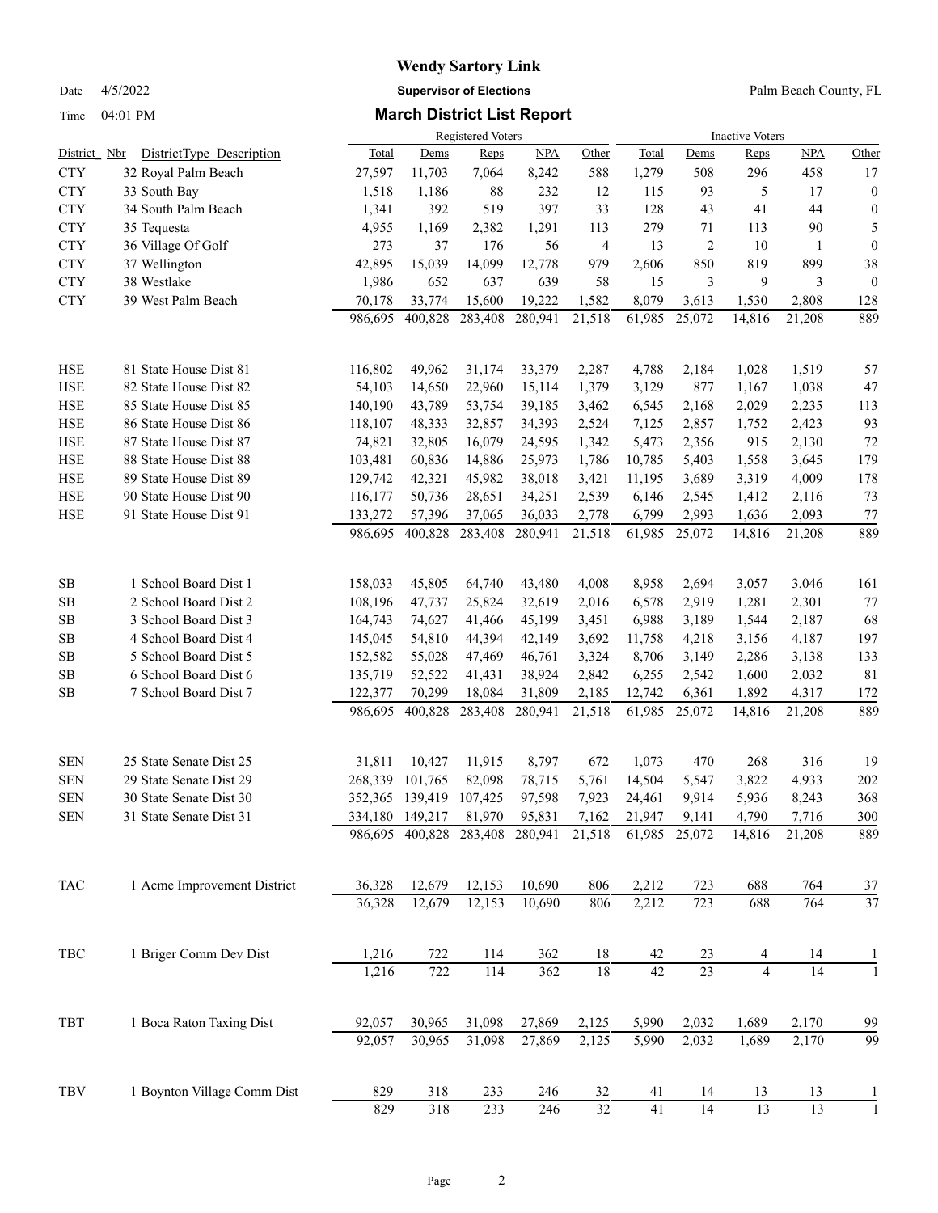**Wendy Sartory Link**

Date 4/5/2022 **Supervisor of Elections** Palm Beach County, FL

Time 04:01 PM **March District List Report**

| District | Nbr DistrictType Description | Registered Voters Total | Dems | Reps | NPA | Other | Inactive Voters Total | Dems | Reps | NPA | Other |
|---|---|---|---|---|---|---|---|---|---|---|---|
| CTY | 32 Royal Palm Beach | 27,597 | 11,703 | 7,064 | 8,242 | 588 | 1,279 | 508 | 296 | 458 | 17 |
| CTY | 33 South Bay | 1,518 | 1,186 | 88 | 232 | 12 | 115 | 93 | 5 | 17 | 0 |
| CTY | 34 South Palm Beach | 1,341 | 392 | 519 | 397 | 33 | 128 | 43 | 41 | 44 | 0 |
| CTY | 35 Tequesta | 4,955 | 1,169 | 2,382 | 1,291 | 113 | 279 | 71 | 113 | 90 | 5 |
| CTY | 36 Village Of Golf | 273 | 37 | 176 | 56 | 4 | 13 | 2 | 10 | 1 | 0 |
| CTY | 37 Wellington | 42,895 | 15,039 | 14,099 | 12,778 | 979 | 2,606 | 850 | 819 | 899 | 38 |
| CTY | 38 Westlake | 1,986 | 652 | 637 | 639 | 58 | 15 | 3 | 9 | 3 | 0 |
| CTY | 39 West Palm Beach | 70,178 | 33,774 | 15,600 | 19,222 | 1,582 | 8,079 | 3,613 | 1,530 | 2,808 | 128 |
| | | 986,695 | 400,828 | 283,408 | 280,941 | 21,518 | 61,985 | 25,072 | 14,816 | 21,208 | 889 |
| HSE | 81 State House Dist 81 | 116,802 | 49,962 | 31,174 | 33,379 | 2,287 | 4,788 | 2,184 | 1,028 | 1,519 | 57 |
| HSE | 82 State House Dist 82 | 54,103 | 14,650 | 22,960 | 15,114 | 1,379 | 3,129 | 877 | 1,167 | 1,038 | 47 |
| HSE | 85 State House Dist 85 | 140,190 | 43,789 | 53,754 | 39,185 | 3,462 | 6,545 | 2,168 | 2,029 | 2,235 | 113 |
| HSE | 86 State House Dist 86 | 118,107 | 48,333 | 32,857 | 34,393 | 2,524 | 7,125 | 2,857 | 1,752 | 2,423 | 93 |
| HSE | 87 State House Dist 87 | 74,821 | 32,805 | 16,079 | 24,595 | 1,342 | 5,473 | 2,356 | 915 | 2,130 | 72 |
| HSE | 88 State House Dist 88 | 103,481 | 60,836 | 14,886 | 25,973 | 1,786 | 10,785 | 5,403 | 1,558 | 3,645 | 179 |
| HSE | 89 State House Dist 89 | 129,742 | 42,321 | 45,982 | 38,018 | 3,421 | 11,195 | 3,689 | 3,319 | 4,009 | 178 |
| HSE | 90 State House Dist 90 | 116,177 | 50,736 | 28,651 | 34,251 | 2,539 | 6,146 | 2,545 | 1,412 | 2,116 | 73 |
| HSE | 91 State House Dist 91 | 133,272 | 57,396 | 37,065 | 36,033 | 2,778 | 6,799 | 2,993 | 1,636 | 2,093 | 77 |
| | | 986,695 | 400,828 | 283,408 | 280,941 | 21,518 | 61,985 | 25,072 | 14,816 | 21,208 | 889 |
| SB | 1 School Board Dist 1 | 158,033 | 45,805 | 64,740 | 43,480 | 4,008 | 8,958 | 2,694 | 3,057 | 3,046 | 161 |
| SB | 2 School Board Dist 2 | 108,196 | 47,737 | 25,824 | 32,619 | 2,016 | 6,578 | 2,919 | 1,281 | 2,301 | 77 |
| SB | 3 School Board Dist 3 | 164,743 | 74,627 | 41,466 | 45,199 | 3,451 | 6,988 | 3,189 | 1,544 | 2,187 | 68 |
| SB | 4 School Board Dist 4 | 145,045 | 54,810 | 44,394 | 42,149 | 3,692 | 11,758 | 4,218 | 3,156 | 4,187 | 197 |
| SB | 5 School Board Dist 5 | 152,582 | 55,028 | 47,469 | 46,761 | 3,324 | 8,706 | 3,149 | 2,286 | 3,138 | 133 |
| SB | 6 School Board Dist 6 | 135,719 | 52,522 | 41,431 | 38,924 | 2,842 | 6,255 | 2,542 | 1,600 | 2,032 | 81 |
| SB | 7 School Board Dist 7 | 122,377 | 70,299 | 18,084 | 31,809 | 2,185 | 12,742 | 6,361 | 1,892 | 4,317 | 172 |
| | | 986,695 | 400,828 | 283,408 | 280,941 | 21,518 | 61,985 | 25,072 | 14,816 | 21,208 | 889 |
| SEN | 25 State Senate Dist 25 | 31,811 | 10,427 | 11,915 | 8,797 | 672 | 1,073 | 470 | 268 | 316 | 19 |
| SEN | 29 State Senate Dist 29 | 268,339 | 101,765 | 82,098 | 78,715 | 5,761 | 14,504 | 5,547 | 3,822 | 4,933 | 202 |
| SEN | 30 State Senate Dist 30 | 352,365 | 139,419 | 107,425 | 97,598 | 7,923 | 24,461 | 9,914 | 5,936 | 8,243 | 368 |
| SEN | 31 State Senate Dist 31 | 334,180 | 149,217 | 81,970 | 95,831 | 7,162 | 21,947 | 9,141 | 4,790 | 7,716 | 300 |
| | | 986,695 | 400,828 | 283,408 | 280,941 | 21,518 | 61,985 | 25,072 | 14,816 | 21,208 | 889 |
| TAC | 1 Acme Improvement District | 36,328 | 12,679 | 12,153 | 10,690 | 806 | 2,212 | 723 | 688 | 764 | 37 |
| | | 36,328 | 12,679 | 12,153 | 10,690 | 806 | 2,212 | 723 | 688 | 764 | 37 |
| TBC | 1 Briger Comm Dev Dist | 1,216 | 722 | 114 | 362 | 18 | 42 | 23 | 4 | 14 | 1 |
| | | 1,216 | 722 | 114 | 362 | 18 | 42 | 23 | 4 | 14 | 1 |
| TBT | 1 Boca Raton Taxing Dist | 92,057 | 30,965 | 31,098 | 27,869 | 2,125 | 5,990 | 2,032 | 1,689 | 2,170 | 99 |
| | | 92,057 | 30,965 | 31,098 | 27,869 | 2,125 | 5,990 | 2,032 | 1,689 | 2,170 | 99 |
| TBV | 1 Boynton Village Comm Dist | 829 | 318 | 233 | 246 | 32 | 41 | 14 | 13 | 13 | 1 |
| | | 829 | 318 | 233 | 246 | 32 | 41 | 14 | 13 | 13 | 1 |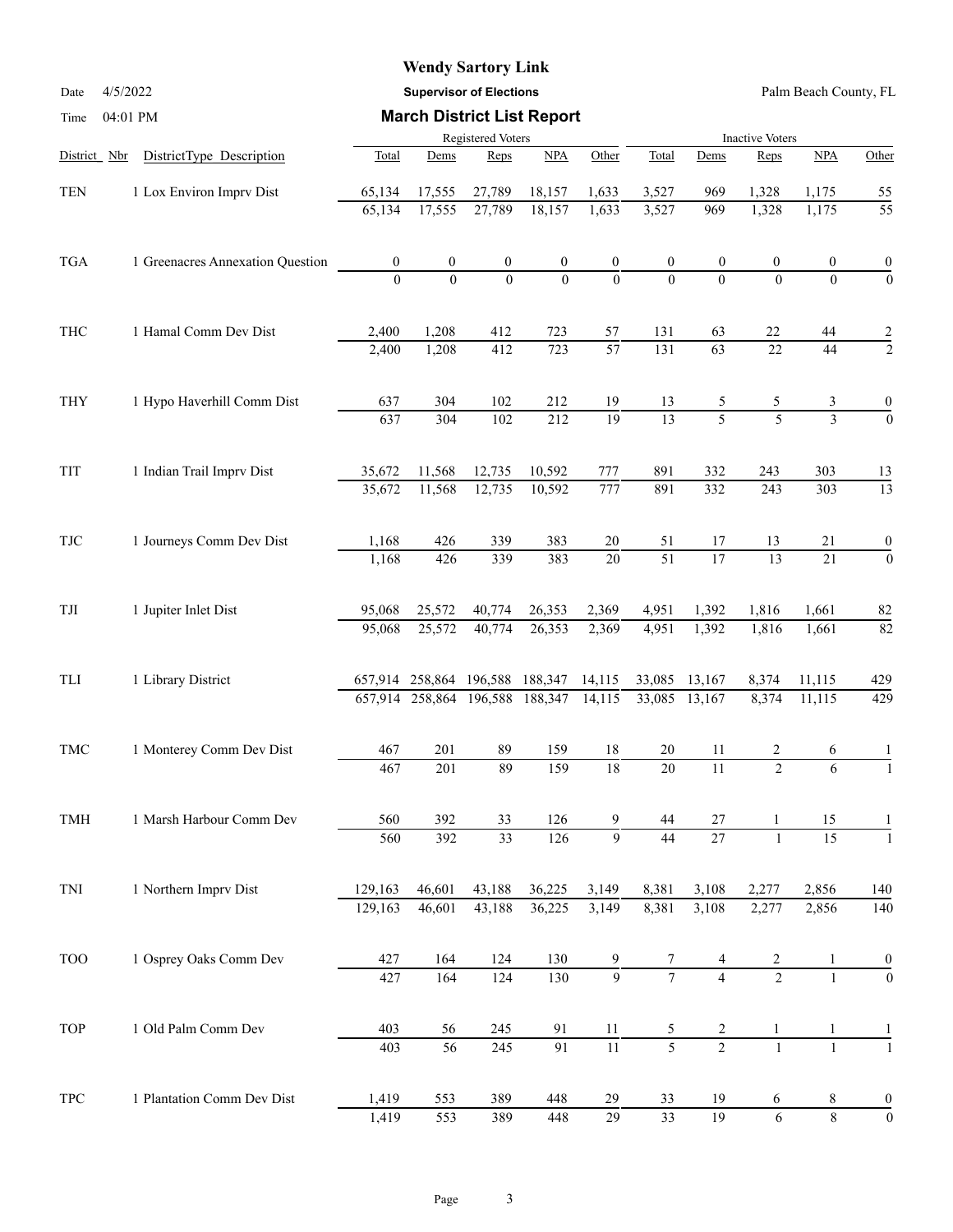# Wendy Sartory Link

**Supervisor of Elections**

Date 4/5/2022 Palm Beach County, FL

Time 04:01 PM

## March District List Report

| District_Nbr | DistrictType Description | Registered Voters Total | Dems | Reps | NPA | Other | Inactive Voters Total | Dems | Reps | NPA | Other |
|---|---|---|---|---|---|---|---|---|---|---|---|
| TEN | 1 Lox Environ Imprv Dist | 65,134 | 17,555 | 27,789 | 18,157 | 1,633 | 3,527 | 969 | 1,328 | 1,175 | 55 |
| | | 65,134 | 17,555 | 27,789 | 18,157 | 1,633 | 3,527 | 969 | 1,328 | 1,175 | 55 |
| TGA | 1 Greenacres Annexation Question | 0 | 0 | 0 | 0 | 0 | 0 | 0 | 0 | 0 | 0 |
| | | 0 | 0 | 0 | 0 | 0 | 0 | 0 | 0 | 0 | 0 |
| THC | 1 Hamal Comm Dev Dist | 2,400 | 1,208 | 412 | 723 | 57 | 131 | 63 | 22 | 44 | 2 |
| | | 2,400 | 1,208 | 412 | 723 | 57 | 131 | 63 | 22 | 44 | 2 |
| THY | 1 Hypo Haverhill Comm Dist | 637 | 304 | 102 | 212 | 19 | 13 | 5 | 5 | 3 | 0 |
| | | 637 | 304 | 102 | 212 | 19 | 13 | 5 | 5 | 3 | 0 |
| TIT | 1 Indian Trail Imprv Dist | 35,672 | 11,568 | 12,735 | 10,592 | 777 | 891 | 332 | 243 | 303 | 13 |
| | | 35,672 | 11,568 | 12,735 | 10,592 | 777 | 891 | 332 | 243 | 303 | 13 |
| TJC | 1 Journeys Comm Dev Dist | 1,168 | 426 | 339 | 383 | 20 | 51 | 17 | 13 | 21 | 0 |
| | | 1,168 | 426 | 339 | 383 | 20 | 51 | 17 | 13 | 21 | 0 |
| TJI | 1 Jupiter Inlet Dist | 95,068 | 25,572 | 40,774 | 26,353 | 2,369 | 4,951 | 1,392 | 1,816 | 1,661 | 82 |
| | | 95,068 | 25,572 | 40,774 | 26,353 | 2,369 | 4,951 | 1,392 | 1,816 | 1,661 | 82 |
| TLI | 1 Library District | 657,914 | 258,864 | 196,588 | 188,347 | 14,115 | 33,085 | 13,167 | 8,374 | 11,115 | 429 |
| | | 657,914 | 258,864 | 196,588 | 188,347 | 14,115 | 33,085 | 13,167 | 8,374 | 11,115 | 429 |
| TMC | 1 Monterey Comm Dev Dist | 467 | 201 | 89 | 159 | 18 | 20 | 11 | 2 | 6 | 1 |
| | | 467 | 201 | 89 | 159 | 18 | 20 | 11 | 2 | 6 | 1 |
| TMH | 1 Marsh Harbour Comm Dev | 560 | 392 | 33 | 126 | 9 | 44 | 27 | 1 | 15 | 1 |
| | | 560 | 392 | 33 | 126 | 9 | 44 | 27 | 1 | 15 | 1 |
| TNI | 1 Northern Imprv Dist | 129,163 | 46,601 | 43,188 | 36,225 | 3,149 | 8,381 | 3,108 | 2,277 | 2,856 | 140 |
| | | 129,163 | 46,601 | 43,188 | 36,225 | 3,149 | 8,381 | 3,108 | 2,277 | 2,856 | 140 |
| TOO | 1 Osprey Oaks Comm Dev | 427 | 164 | 124 | 130 | 9 | 7 | 4 | 2 | 1 | 0 |
| | | 427 | 164 | 124 | 130 | 9 | 7 | 4 | 2 | 1 | 0 |
| TOP | 1 Old Palm Comm Dev | 403 | 56 | 245 | 91 | 11 | 5 | 2 | 1 | 1 | 1 |
| | | 403 | 56 | 245 | 91 | 11 | 5 | 2 | 1 | 1 | 1 |
| TPC | 1 Plantation Comm Dev Dist | 1,419 | 553 | 389 | 448 | 29 | 33 | 19 | 6 | 8 | 0 |
| | | 1,419 | 553 | 389 | 448 | 29 | 33 | 19 | 6 | 8 | 0 |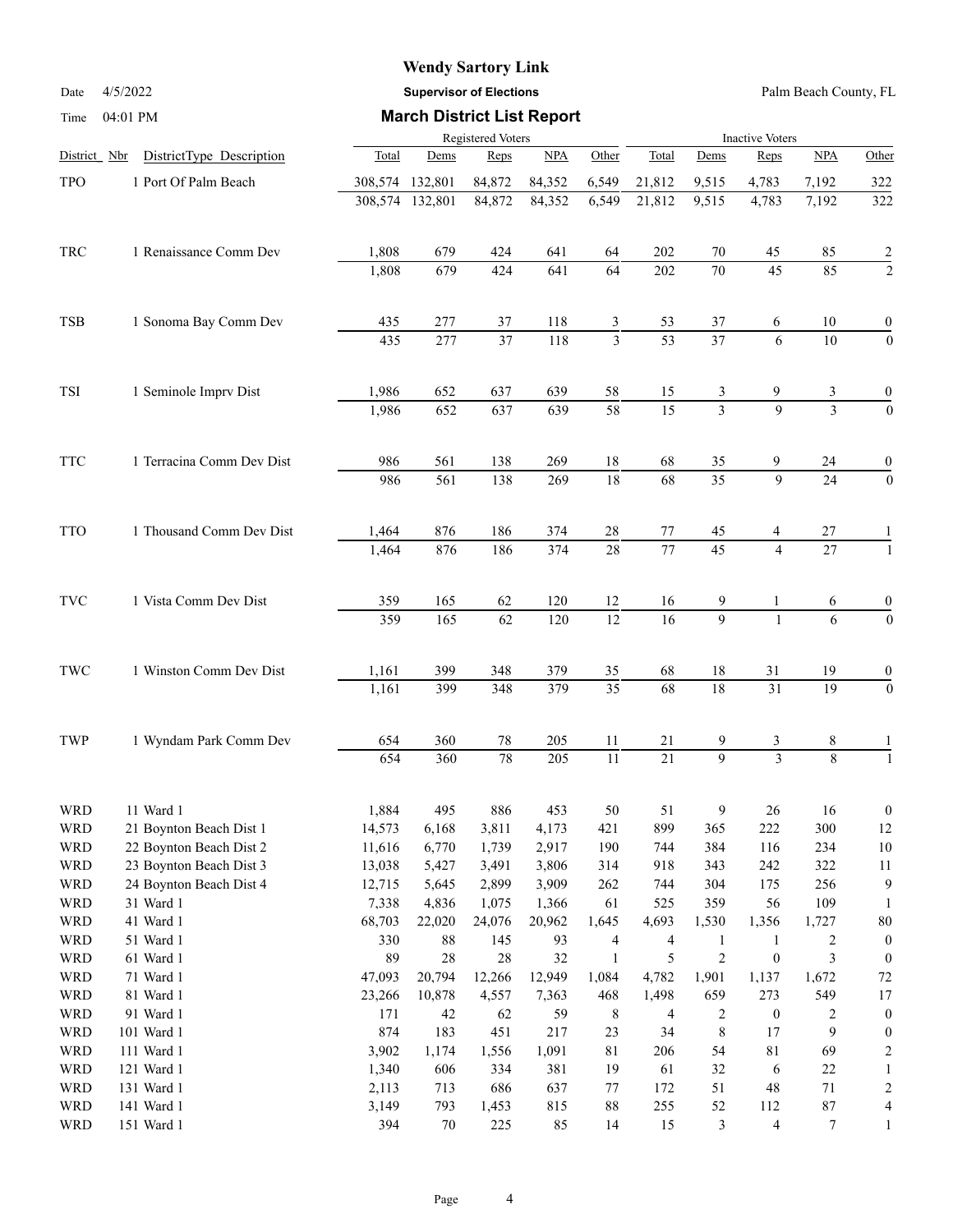# Wendy Sartory Link

**Supervisor of Elections**

Palm Beach County, FL

Date 4/5/2022

Time 04:01 PM

## March District List Report

| District | Nbr | DistrictType Description | Registered Voters Total | Dems | Reps | NPA | Other | Inactive Voters Total | Dems | Reps | NPA | Other |
|---|---|---|---|---|---|---|---|---|---|---|---|---|
| TPO | 1 | Port Of Palm Beach | 308,574 | 132,801 | 84,872 | 84,352 | 6,549 | 21,812 | 9,515 | 4,783 | 7,192 | 322 |
| | | | 308,574 | 132,801 | 84,872 | 84,352 | 6,549 | 21,812 | 9,515 | 4,783 | 7,192 | 322 |
| TRC | 1 | Renaissance Comm Dev | 1,808 | 679 | 424 | 641 | 64 | 202 | 70 | 45 | 85 | 2 |
| | | | 1,808 | 679 | 424 | 641 | 64 | 202 | 70 | 45 | 85 | 2 |
| TSB | 1 | Sonoma Bay Comm Dev | 435 | 277 | 37 | 118 | 3 | 53 | 37 | 6 | 10 | 0 |
| | | | 435 | 277 | 37 | 118 | 3 | 53 | 37 | 6 | 10 | 0 |
| TSI | 1 | Seminole Imprv Dist | 1,986 | 652 | 637 | 639 | 58 | 15 | 3 | 9 | 3 | 0 |
| | | | 1,986 | 652 | 637 | 639 | 58 | 15 | 3 | 9 | 3 | 0 |
| TTC | 1 | Terracina Comm Dev Dist | 986 | 561 | 138 | 269 | 18 | 68 | 35 | 9 | 24 | 0 |
| | | | 986 | 561 | 138 | 269 | 18 | 68 | 35 | 9 | 24 | 0 |
| TTO | 1 | Thousand Comm Dev Dist | 1,464 | 876 | 186 | 374 | 28 | 77 | 45 | 4 | 27 | 1 |
| | | | 1,464 | 876 | 186 | 374 | 28 | 77 | 45 | 4 | 27 | 1 |
| TVC | 1 | Vista Comm Dev Dist | 359 | 165 | 62 | 120 | 12 | 16 | 9 | 1 | 6 | 0 |
| | | | 359 | 165 | 62 | 120 | 12 | 16 | 9 | 1 | 6 | 0 |
| TWC | 1 | Winston Comm Dev Dist | 1,161 | 399 | 348 | 379 | 35 | 68 | 18 | 31 | 19 | 0 |
| | | | 1,161 | 399 | 348 | 379 | 35 | 68 | 18 | 31 | 19 | 0 |
| TWP | 1 | Wyndam Park Comm Dev | 654 | 360 | 78 | 205 | 11 | 21 | 9 | 3 | 8 | 1 |
| | | | 654 | 360 | 78 | 205 | 11 | 21 | 9 | 3 | 8 | 1 |
| WRD | 11 | Ward 1 | 1,884 | 495 | 886 | 453 | 50 | 51 | 9 | 26 | 16 | 0 |
| WRD | 21 | Boynton Beach Dist 1 | 14,573 | 6,168 | 3,811 | 4,173 | 421 | 899 | 365 | 222 | 300 | 12 |
| WRD | 22 | Boynton Beach Dist 2 | 11,616 | 6,770 | 1,739 | 2,917 | 190 | 744 | 384 | 116 | 234 | 10 |
| WRD | 23 | Boynton Beach Dist 3 | 13,038 | 5,427 | 3,491 | 3,806 | 314 | 918 | 343 | 242 | 322 | 11 |
| WRD | 24 | Boynton Beach Dist 4 | 12,715 | 5,645 | 2,899 | 3,909 | 262 | 744 | 304 | 175 | 256 | 9 |
| WRD | 31 | Ward 1 | 7,338 | 4,836 | 1,075 | 1,366 | 61 | 525 | 359 | 56 | 109 | 1 |
| WRD | 41 | Ward 1 | 68,703 | 22,020 | 24,076 | 20,962 | 1,645 | 4,693 | 1,530 | 1,356 | 1,727 | 80 |
| WRD | 51 | Ward 1 | 330 | 88 | 145 | 93 | 4 | 4 | 1 | 1 | 2 | 0 |
| WRD | 61 | Ward 1 | 89 | 28 | 28 | 32 | 1 | 5 | 2 | 0 | 3 | 0 |
| WRD | 71 | Ward 1 | 47,093 | 20,794 | 12,266 | 12,949 | 1,084 | 4,782 | 1,901 | 1,137 | 1,672 | 72 |
| WRD | 81 | Ward 1 | 23,266 | 10,878 | 4,557 | 7,363 | 468 | 1,498 | 659 | 273 | 549 | 17 |
| WRD | 91 | Ward 1 | 171 | 42 | 62 | 59 | 8 | 4 | 2 | 0 | 2 | 0 |
| WRD | 101 | Ward 1 | 874 | 183 | 451 | 217 | 23 | 34 | 8 | 17 | 9 | 0 |
| WRD | 111 | Ward 1 | 3,902 | 1,174 | 1,556 | 1,091 | 81 | 206 | 54 | 81 | 69 | 2 |
| WRD | 121 | Ward 1 | 1,340 | 606 | 334 | 381 | 19 | 61 | 32 | 6 | 22 | 1 |
| WRD | 131 | Ward 1 | 2,113 | 713 | 686 | 637 | 77 | 172 | 51 | 48 | 71 | 2 |
| WRD | 141 | Ward 1 | 3,149 | 793 | 1,453 | 815 | 88 | 255 | 52 | 112 | 87 | 4 |
| WRD | 151 | Ward 1 | 394 | 70 | 225 | 85 | 14 | 15 | 3 | 4 | 7 | 1 |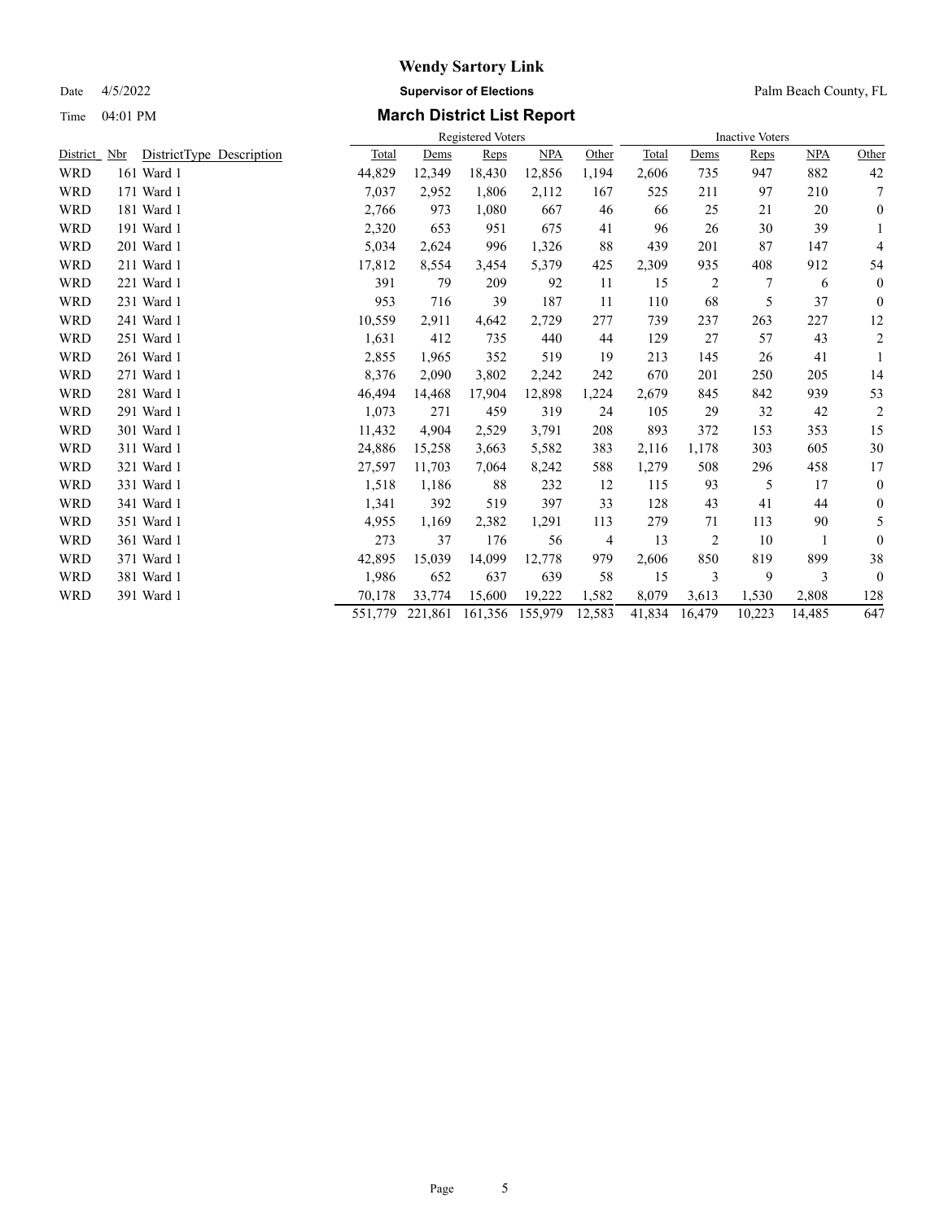# Wendy Sartory Link

Date 4/5/2022 **Supervisor of Elections** Palm Beach County, FL

Time 04:01 PM **March District List Report**

| | | | Registered Voters | | | | | Inactive Voters | | | | |
|---|---|---|---|---|---|---|---|---|---|---|---|---|
| District | Nbr | DistrictType Description | Total | Dems | Reps | NPA | Other | Total | Dems | Reps | NPA | Other |
| WRD | 161 | Ward 1 | 44,829 | 12,349 | 18,430 | 12,856 | 1,194 | 2,606 | 735 | 947 | 882 | 42 |
| WRD | 171 | Ward 1 | 7,037 | 2,952 | 1,806 | 2,112 | 167 | 525 | 211 | 97 | 210 | 7 |
| WRD | 181 | Ward 1 | 2,766 | 973 | 1,080 | 667 | 46 | 66 | 25 | 21 | 20 | 0 |
| WRD | 191 | Ward 1 | 2,320 | 653 | 951 | 675 | 41 | 96 | 26 | 30 | 39 | 1 |
| WRD | 201 | Ward 1 | 5,034 | 2,624 | 996 | 1,326 | 88 | 439 | 201 | 87 | 147 | 4 |
| WRD | 211 | Ward 1 | 17,812 | 8,554 | 3,454 | 5,379 | 425 | 2,309 | 935 | 408 | 912 | 54 |
| WRD | 221 | Ward 1 | 391 | 79 | 209 | 92 | 11 | 15 | 2 | 7 | 6 | 0 |
| WRD | 231 | Ward 1 | 953 | 716 | 39 | 187 | 11 | 110 | 68 | 5 | 37 | 0 |
| WRD | 241 | Ward 1 | 10,559 | 2,911 | 4,642 | 2,729 | 277 | 739 | 237 | 263 | 227 | 12 |
| WRD | 251 | Ward 1 | 1,631 | 412 | 735 | 440 | 44 | 129 | 27 | 57 | 43 | 2 |
| WRD | 261 | Ward 1 | 2,855 | 1,965 | 352 | 519 | 19 | 213 | 145 | 26 | 41 | 1 |
| WRD | 271 | Ward 1 | 8,376 | 2,090 | 3,802 | 2,242 | 242 | 670 | 201 | 250 | 205 | 14 |
| WRD | 281 | Ward 1 | 46,494 | 14,468 | 17,904 | 12,898 | 1,224 | 2,679 | 845 | 842 | 939 | 53 |
| WRD | 291 | Ward 1 | 1,073 | 271 | 459 | 319 | 24 | 105 | 29 | 32 | 42 | 2 |
| WRD | 301 | Ward 1 | 11,432 | 4,904 | 2,529 | 3,791 | 208 | 893 | 372 | 153 | 353 | 15 |
| WRD | 311 | Ward 1 | 24,886 | 15,258 | 3,663 | 5,582 | 383 | 2,116 | 1,178 | 303 | 605 | 30 |
| WRD | 321 | Ward 1 | 27,597 | 11,703 | 7,064 | 8,242 | 588 | 1,279 | 508 | 296 | 458 | 17 |
| WRD | 331 | Ward 1 | 1,518 | 1,186 | 88 | 232 | 12 | 115 | 93 | 5 | 17 | 0 |
| WRD | 341 | Ward 1 | 1,341 | 392 | 519 | 397 | 33 | 128 | 43 | 41 | 44 | 0 |
| WRD | 351 | Ward 1 | 4,955 | 1,169 | 2,382 | 1,291 | 113 | 279 | 71 | 113 | 90 | 5 |
| WRD | 361 | Ward 1 | 273 | 37 | 176 | 56 | 4 | 13 | 2 | 10 | 1 | 0 |
| WRD | 371 | Ward 1 | 42,895 | 15,039 | 14,099 | 12,778 | 979 | 2,606 | 850 | 819 | 899 | 38 |
| WRD | 381 | Ward 1 | 1,986 | 652 | 637 | 639 | 58 | 15 | 3 | 9 | 3 | 0 |
| WRD | 391 | Ward 1 | 70,178 | 33,774 | 15,600 | 19,222 | 1,582 | 8,079 | 3,613 | 1,530 | 2,808 | 128 |
| | | | 551,779 | 221,861 | 161,356 | 155,979 | 12,583 | 41,834 | 16,479 | 10,223 | 14,485 | 647 |